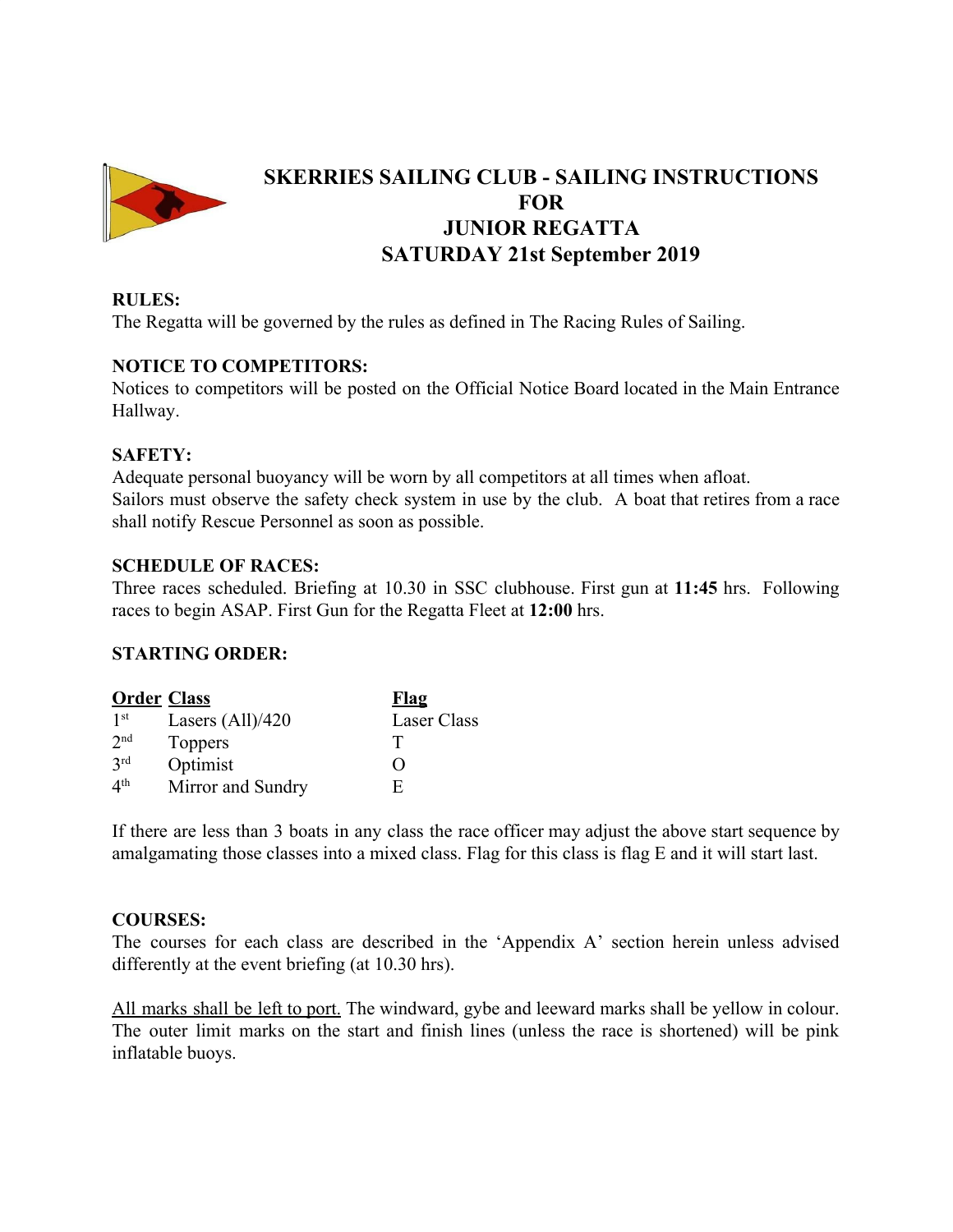# SKERRIES SAILING CLUB - SAILING INSTRUCTIONS FOR JUNIOR REGATTA SATURDAY 21st September 2019

**RULES:**
The Regatta will be governed by the rules as defined in The Racing Rules of Sailing.

**NOTICE TO COMPETITORS:**
Notices to competitors will be posted on the Official Notice Board located in the Main Entrance Hallway.

**SAFETY:**
Adequate personal buoyancy will be worn by all competitors at all times when afloat.
Sailors must observe the safety check system in use by the club. A boat that retires from a race shall notify Rescue Personnel as soon as possible.

**SCHEDULE OF RACES:**
Three races scheduled. Briefing at 10.30 in SSC clubhouse. First gun at **11:45** hrs. Following races to begin ASAP. First Gun for the Regatta Fleet at **12:00** hrs.

**STARTING ORDER:**

| Order | Class | Flag |
|---|---|---|
| 1st | Lasers (All)/420 | Laser Class |
| 2nd | Toppers | T |
| 3rd | Optimist | O |
| 4th | Mirror and Sundry | E |

If there are less than 3 boats in any class the race officer may adjust the above start sequence by amalgamating those classes into a mixed class. Flag for this class is flag E and it will start last.

**COURSES:**
The courses for each class are described in the 'Appendix A' section herein unless advised differently at the event briefing (at 10.30 hrs).

<u>All marks shall be left to port.</u> The windward, gybe and leeward marks shall be yellow in colour. The outer limit marks on the start and finish lines (unless the race is shortened) will be pink inflatable buoys.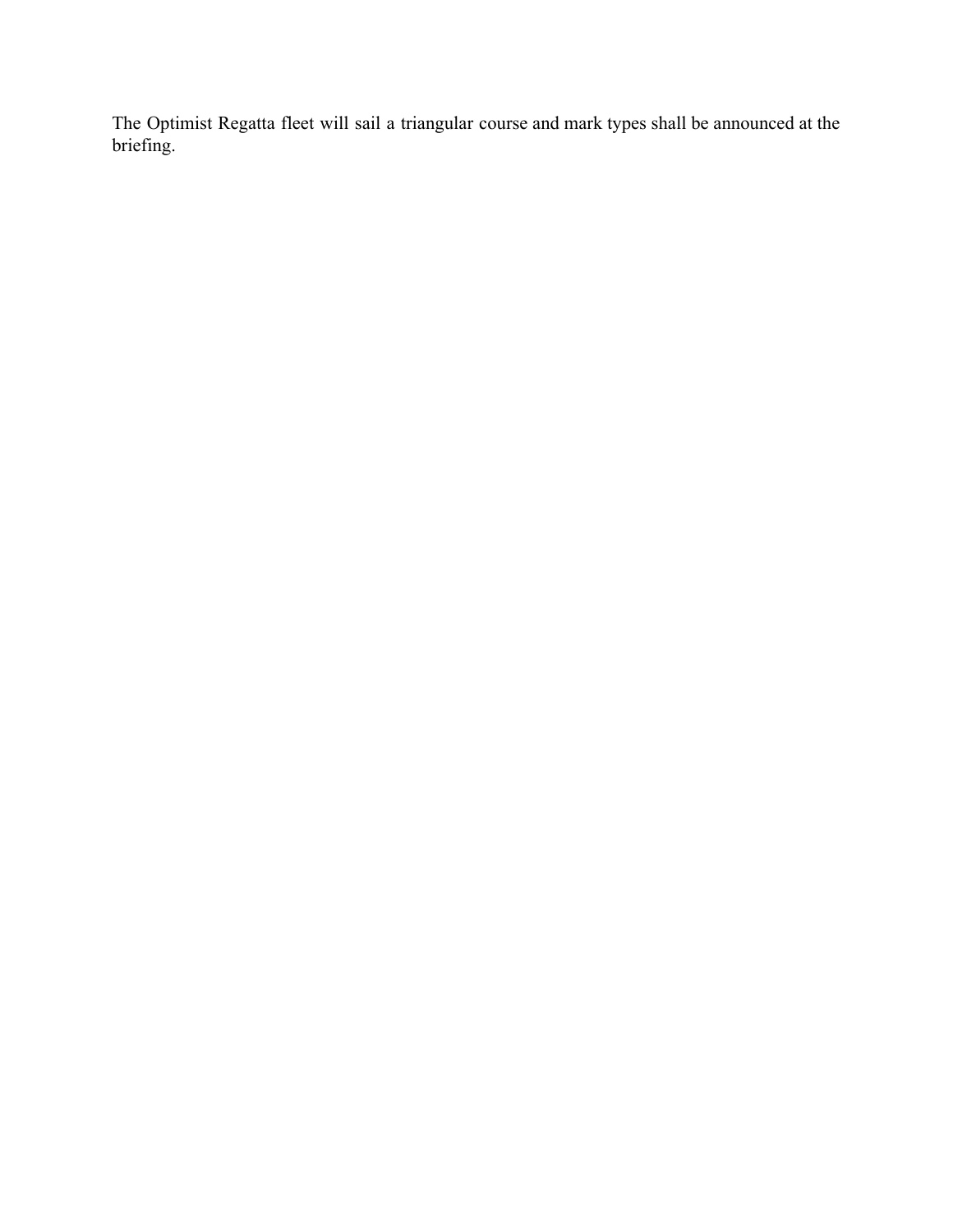The Optimist Regatta fleet will sail a triangular course and mark types shall be announced at the briefing.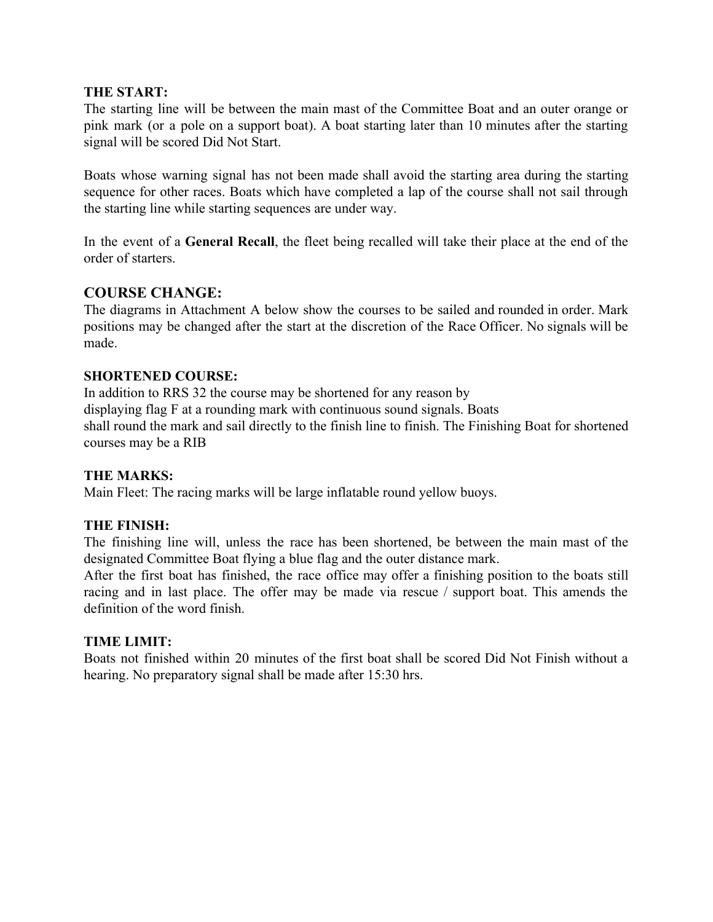### THE START:

The starting line will be between the main mast of the Committee Boat and an outer orange or pink mark (or a pole on a support boat). A boat starting later than 10 minutes after the starting signal will be scored Did Not Start.

Boats whose warning signal has not been made shall avoid the starting area during the starting sequence for other races. Boats which have completed a lap of the course shall not sail through the starting line while starting sequences are under way.

In the event of a **General Recall**, the fleet being recalled will take their place at the end of the order of starters.

## COURSE CHANGE:

The diagrams in Attachment A below show the courses to be sailed and rounded in order. Mark positions may be changed after the start at the discretion of the Race Officer. No signals will be made.

### SHORTENED COURSE:

In addition to RRS 32 the course may be shortened for any reason by displaying flag F at a rounding mark with continuous sound signals. Boats shall round the mark and sail directly to the finish line to finish. The Finishing Boat for shortened courses may be a RIB

### THE MARKS:

Main Fleet: The racing marks will be large inflatable round yellow buoys.

### THE FINISH:

The finishing line will, unless the race has been shortened, be between the main mast of the designated Committee Boat flying a blue flag and the outer distance mark.

After the first boat has finished, the race office may offer a finishing position to the boats still racing and in last place. The offer may be made via rescue / support boat. This amends the definition of the word finish.

### TIME LIMIT:

Boats not finished within 20 minutes of the first boat shall be scored Did Not Finish without a hearing. No preparatory signal shall be made after 15:30 hrs.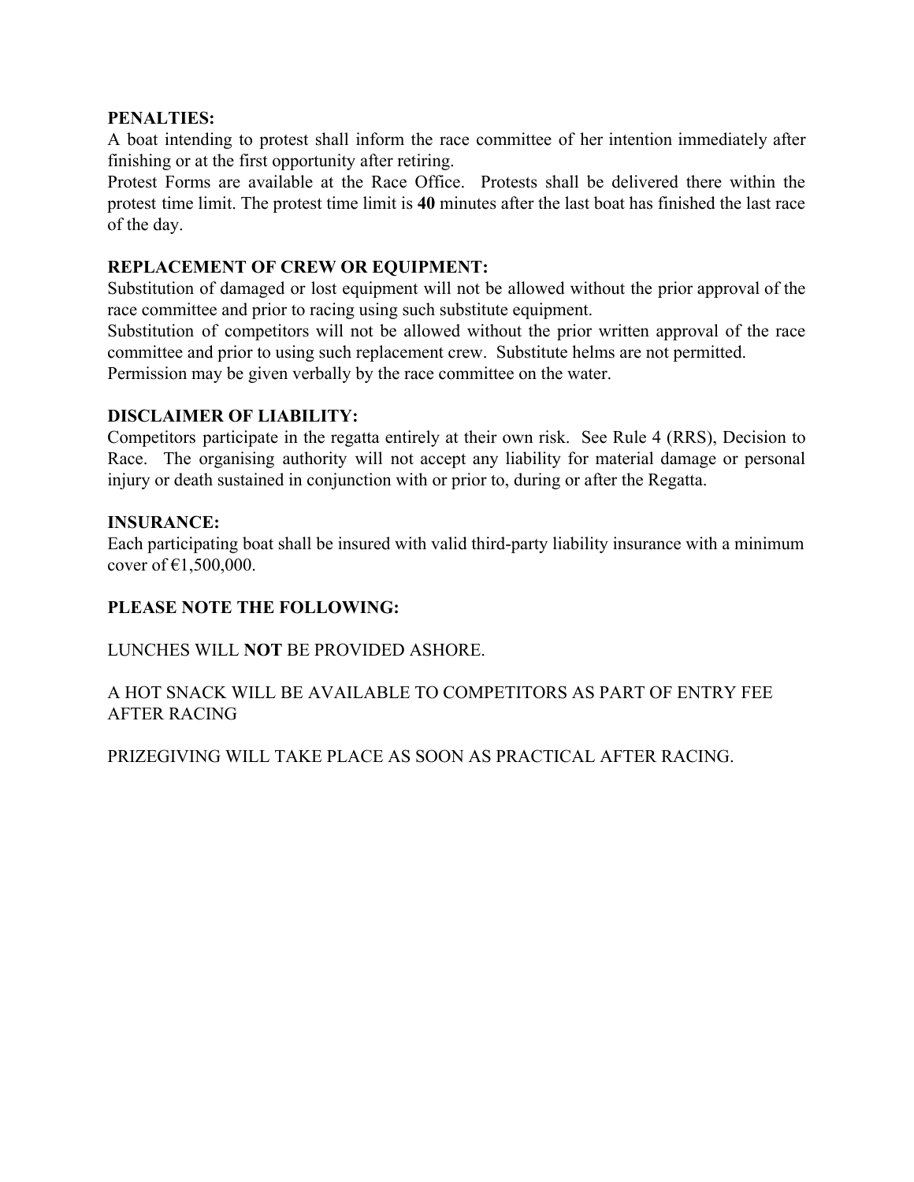**PENALTIES:**

A boat intending to protest shall inform the race committee of her intention immediately after finishing or at the first opportunity after retiring.

Protest Forms are available at the Race Office. Protests shall be delivered there within the protest time limit. The protest time limit is **40** minutes after the last boat has finished the last race of the day.

**REPLACEMENT OF CREW OR EQUIPMENT:**

Substitution of damaged or lost equipment will not be allowed without the prior approval of the race committee and prior to racing using such substitute equipment.

Substitution of competitors will not be allowed without the prior written approval of the race committee and prior to using such replacement crew. Substitute helms are not permitted.

Permission may be given verbally by the race committee on the water.

**DISCLAIMER OF LIABILITY:**

Competitors participate in the regatta entirely at their own risk. See Rule 4 (RRS), Decision to Race. The organising authority will not accept any liability for material damage or personal injury or death sustained in conjunction with or prior to, during or after the Regatta.

**INSURANCE:**

Each participating boat shall be insured with valid third-party liability insurance with a minimum cover of €1,500,000.

**PLEASE NOTE THE FOLLOWING:**

LUNCHES WILL **NOT** BE PROVIDED ASHORE.

A HOT SNACK WILL BE AVAILABLE TO COMPETITORS AS PART OF ENTRY FEE AFTER RACING

PRIZEGIVING WILL TAKE PLACE AS SOON AS PRACTICAL AFTER RACING.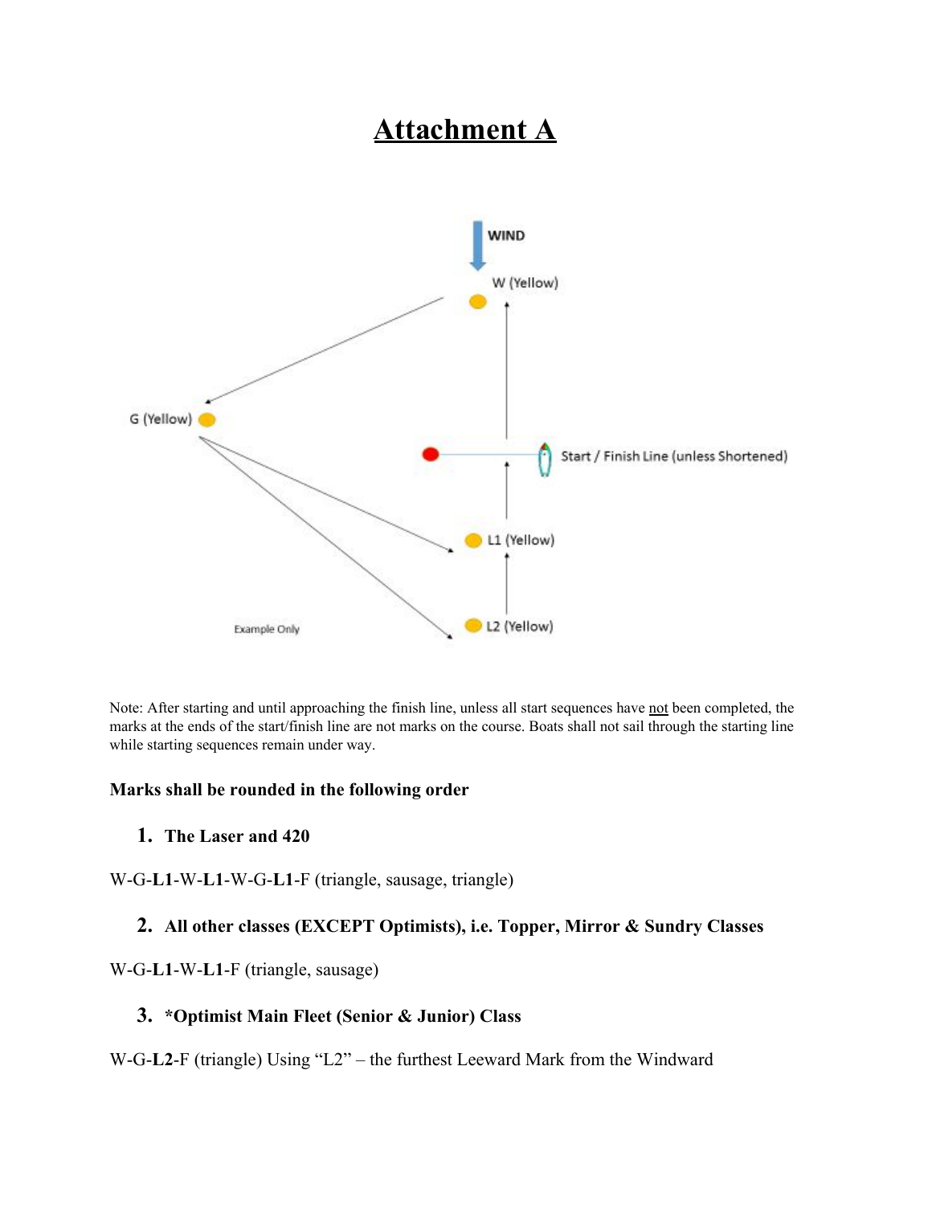# Attachment A

WIND

W (Yellow)

G (Yellow)

Start / Finish Line (unless Shortened)

L1 (Yellow)

L2 (Yellow)

Example Only

Note: After starting and until approaching the finish line, unless all start sequences have not been completed, the marks at the ends of the start/finish line are not marks on the course. Boats shall not sail through the starting line while starting sequences remain under way.

**Marks shall be rounded in the following order**

1. **The Laser and 420**

W-G-**L1**-W-**L1**-W-G-**L1**-F (triangle, sausage, triangle)

2. **All other classes (EXCEPT Optimists), i.e. Topper, Mirror & Sundry Classes**

W-G-**L1**-W-**L1**-F (triangle, sausage)

3. **\*Optimist Main Fleet (Senior & Junior) Class**

W-G-**L2**-F (triangle) Using "L2" – the furthest Leeward Mark from the Windward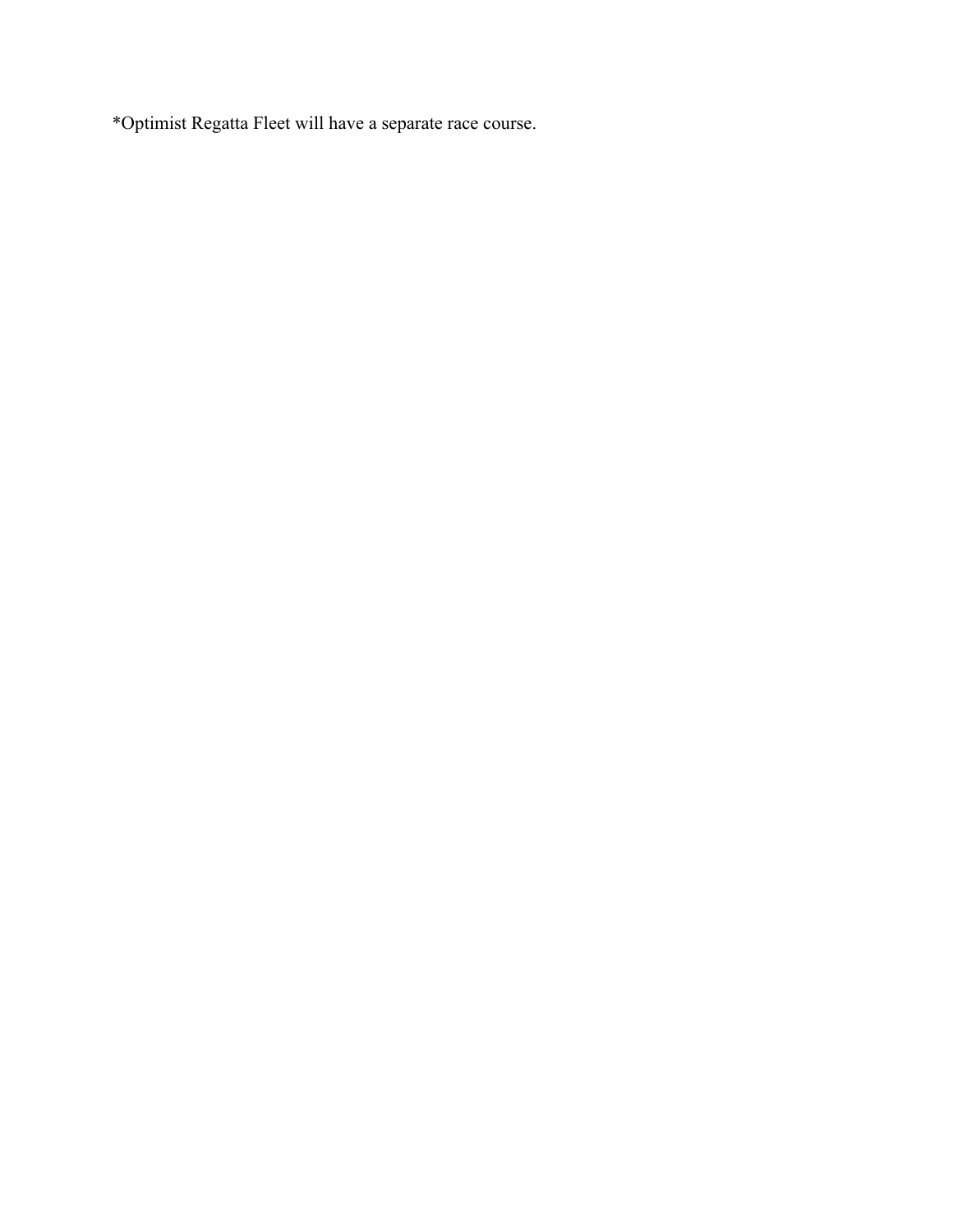*Optimist Regatta Fleet will have a separate race course.